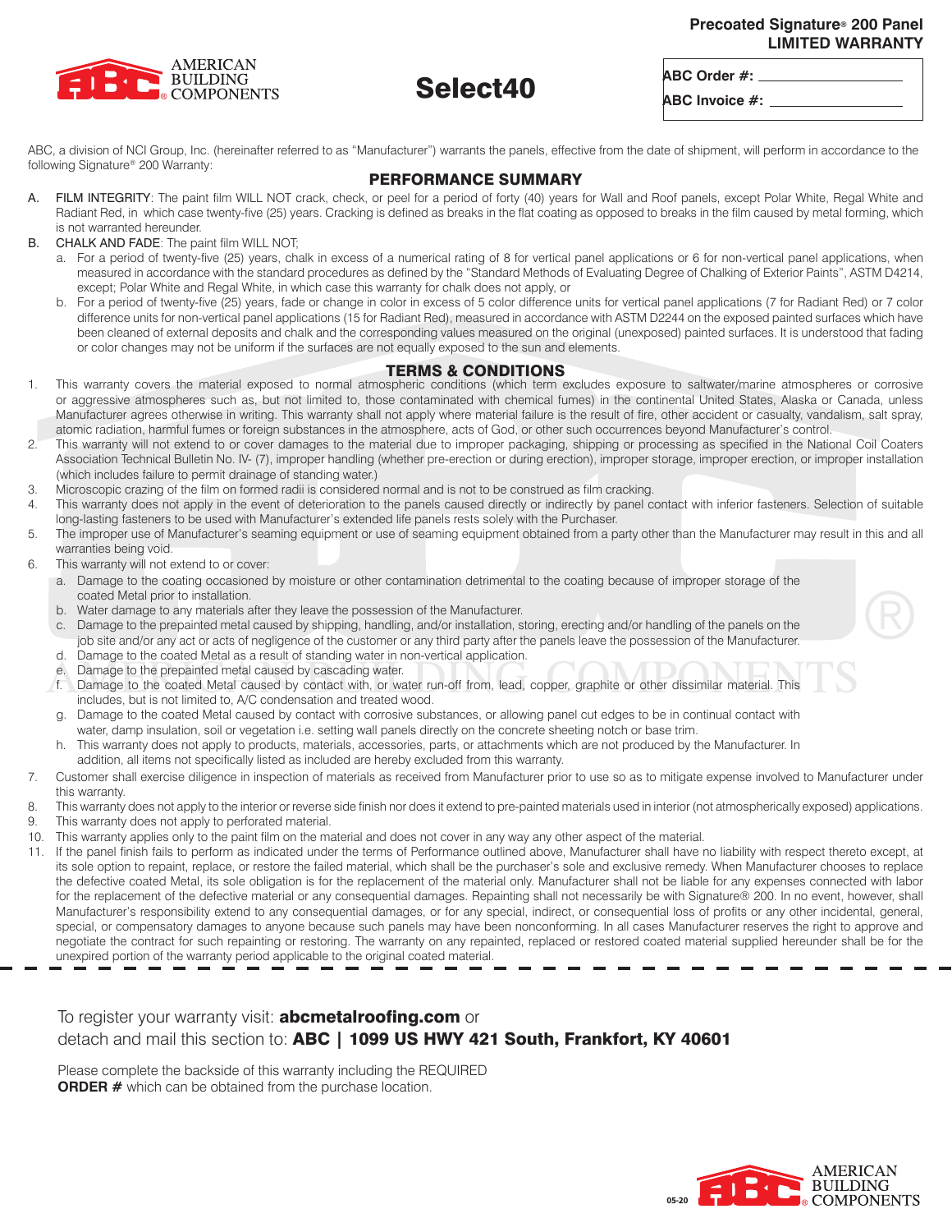**Precoated Signature® 200 Panel**
**LIMITED WARRANTY**

AMERICAN BUILDING COMPONENTS

# Select40

**ABC Order #:** ____________________

**ABC Invoice #:** ____________________

ABC, a division of NCI Group, Inc. (hereinafter referred to as "Manufacturer") warrants the panels, effective from the date of shipment, will perform in accordance to the following Signature® 200 Warranty:

## PERFORMANCE SUMMARY

A. FILM INTEGRITY: The paint film WILL NOT crack, check, or peel for a period of forty (40) years for Wall and Roof panels, except Polar White, Regal White and Radiant Red, in which case twenty-five (25) years. Cracking is defined as breaks in the flat coating as opposed to breaks in the film caused by metal forming, which is not warranted hereunder.

B. CHALK AND FADE: The paint film WILL NOT;
   a. For a period of twenty-five (25) years, chalk in excess of a numerical rating of 8 for vertical panel applications or 6 for non-vertical panel applications, when measured in accordance with the standard procedures as defined by the "Standard Methods of Evaluating Degree of Chalking of Exterior Paints", ASTM D4214, except; Polar White and Regal White, in which case this warranty for chalk does not apply, or
   b. For a period of twenty-five (25) years, fade or change in color in excess of 5 color difference units for vertical panel applications (7 for Radiant Red) or 7 color difference units for non-vertical panel applications (15 for Radiant Red), measured in accordance with ASTM D2244 on the exposed painted surfaces which have been cleaned of external deposits and chalk and the corresponding values measured on the original (unexposed) painted surfaces. It is understood that fading or color changes may not be uniform if the surfaces are not equally exposed to the sun and elements.

## TERMS & CONDITIONS

1. This warranty covers the material exposed to normal atmospheric conditions (which term excludes exposure to saltwater/marine atmospheres or corrosive or aggressive atmospheres such as, but not limited to, those contaminated with chemical fumes) in the continental United States, Alaska or Canada, unless Manufacturer agrees otherwise in writing. This warranty shall not apply where material failure is the result of fire, other accident or casualty, vandalism, salt spray, atomic radiation, harmful fumes or foreign substances in the atmosphere, acts of God, or other such occurrences beyond Manufacturer's control.
2. This warranty will not extend to or cover damages to the material due to improper packaging, shipping or processing as specified in the National Coil Coaters Association Technical Bulletin No. IV- (7), improper handling (whether pre-erection or during erection), improper storage, improper erection, or improper installation (which includes failure to permit drainage of standing water.)
3. Microscopic crazing of the film on formed radii is considered normal and is not to be construed as film cracking.
4. This warranty does not apply in the event of deterioration to the panels caused directly or indirectly by panel contact with inferior fasteners. Selection of suitable long-lasting fasteners to be used with Manufacturer's extended life panels rests solely with the Purchaser.
5. The improper use of Manufacturer's seaming equipment or use of seaming equipment obtained from a party other than the Manufacturer may result in this and all warranties being void.
6. This warranty will not extend to or cover:
   a. Damage to the coating occasioned by moisture or other contamination detrimental to the coating because of improper storage of the coated Metal prior to installation.
   b. Water damage to any materials after they leave the possession of the Manufacturer.
   c. Damage to the prepainted metal caused by shipping, handling, and/or installation, storing, erecting and/or handling of the panels on the job site and/or any act or acts of negligence of the customer or any third party after the panels leave the possession of the Manufacturer.
   d. Damage to the coated Metal as a result of standing water in non-vertical application.
   e. Damage to the prepainted metal caused by cascading water.
   f. Damage to the coated Metal caused by contact with, or water run-off from, lead, copper, graphite or other dissimilar material. This includes, but is not limited to, A/C condensation and treated wood.
   g. Damage to the coated Metal caused by contact with corrosive substances, or allowing panel cut edges to be in continual contact with water, damp insulation, soil or vegetation i.e. setting wall panels directly on the concrete sheeting notch or base trim.
   h. This warranty does not apply to products, materials, accessories, parts, or attachments which are not produced by the Manufacturer. In addition, all items not specifically listed as included are hereby excluded from this warranty.
7. Customer shall exercise diligence in inspection of materials as received from Manufacturer prior to use so as to mitigate expense involved to Manufacturer under this warranty.
8. This warranty does not apply to the interior or reverse side finish nor does it extend to pre-painted materials used in interior (not atmospherically exposed) applications.
9. This warranty does not apply to perforated material.
10. This warranty applies only to the paint film on the material and does not cover in any way any other aspect of the material.
11. If the panel finish fails to perform as indicated under the terms of Performance outlined above, Manufacturer shall have no liability with respect thereto except, at its sole option to repaint, replace, or restore the failed material, which shall be the purchaser's sole and exclusive remedy. When Manufacturer chooses to replace the defective coated Metal, its sole obligation is for the replacement of the material only. Manufacturer shall not be liable for any expenses connected with labor for the replacement of the defective material or any consequential damages. Repainting shall not necessarily be with Signature® 200. In no event, however, shall Manufacturer's responsibility extend to any consequential damages, or for any special, indirect, or consequential loss of profits or any other incidental, general, special, or compensatory damages to anyone because such panels may have been nonconforming. In all cases Manufacturer reserves the right to approve and negotiate the contract for such repainting or restoring. The warranty on any repainted, replaced or restored coated material supplied hereunder shall be for the unexpired portion of the warranty period applicable to the original coated material.

---

To register your warranty visit: **abcmetalroofing.com** or
detach and mail this section to: **ABC | 1099 US HWY 421 South, Frankfort, KY 40601**

Please complete the backside of this warranty including the REQUIRED **ORDER #** which can be obtained from the purchase location.

05-20

AMERICAN BUILDING COMPONENTS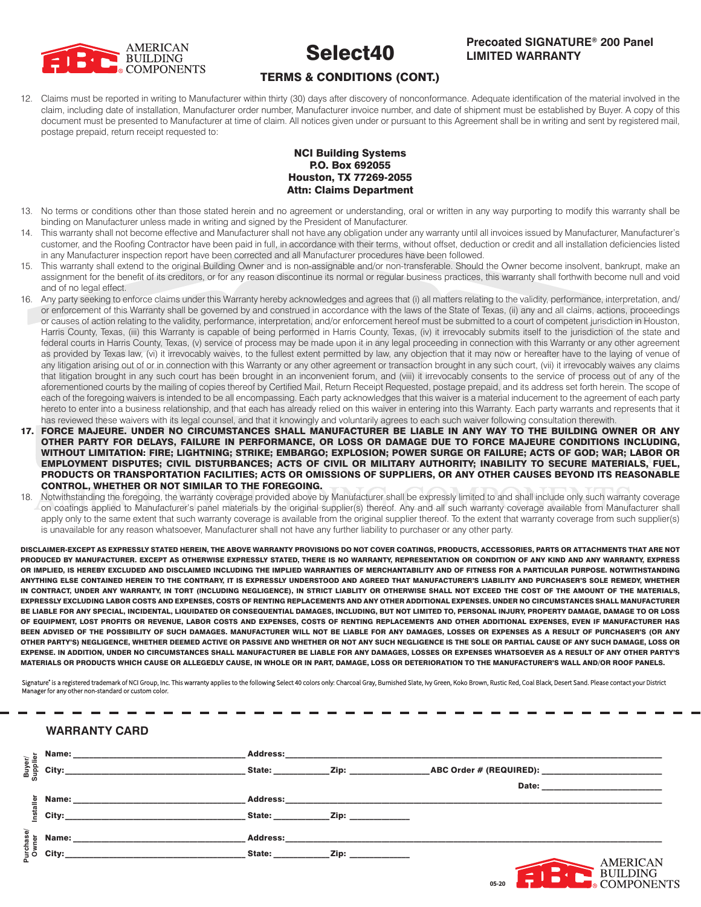AMERICAN BUILDING COMPONENTS

# Select40

**Precoated SIGNATURE® 200 Panel LIMITED WARRANTY**

## TERMS & CONDITIONS (CONT.)

12. Claims must be reported in writing to Manufacturer within thirty (30) days after discovery of nonconformance. Adequate identification of the material involved in the claim, including date of installation, Manufacturer order number, Manufacturer invoice number, and date of shipment must be established by Buyer. A copy of this document must be presented to Manufacturer at time of claim. All notices given under or pursuant to this Agreement shall be in writing and sent by registered mail, postage prepaid, return receipt requested to:

**NCI Building Systems**
**P.O. Box 692055**
**Houston, TX 77269-2055**
**Attn: Claims Department**

13. No terms or conditions other than those stated herein and no agreement or understanding, oral or written in any way purporting to modify this warranty shall be binding on Manufacturer unless made in writing and signed by the President of Manufacturer.
14. This warranty shall not become effective and Manufacturer shall not have any obligation under any warranty until all invoices issued by Manufacturer, Manufacturer's customer, and the Roofing Contractor have been paid in full, in accordance with their terms, without offset, deduction or credit and all installation deficiencies listed in any Manufacturer inspection report have been corrected and all Manufacturer procedures have been followed.
15. This warranty shall extend to the original Building Owner and is non-assignable and/or non-transferable. Should the Owner become insolvent, bankrupt, make an assignment for the benefit of its creditors, or for any reason discontinue its normal or regular business practices, this warranty shall forthwith become null and void and of no legal effect.
16. Any party seeking to enforce claims under this Warranty hereby acknowledges and agrees that (i) all matters relating to the validity, performance, interpretation, and/or enforcement of this Warranty shall be governed by and construed in accordance with the laws of the State of Texas, (ii) any and all claims, actions, proceedings or causes of action relating to the validity, performance, interpretation, and/or enforcement hereof must be submitted to a court of competent jurisdiction in Houston, Harris County, Texas, (iii) this Warranty is capable of being performed in Harris County, Texas, (iv) it irrevocably submits itself to the jurisdiction of the state and federal courts in Harris County, Texas, (v) service of process may be made upon it in any legal proceeding in connection with this Warranty or any other agreement as provided by Texas law, (vi) it irrevocably waives, to the fullest extent permitted by law, any objection that it may now or hereafter have to the laying of venue of any litigation arising out of or in connection with this Warranty or any other agreement or transaction brought in any such court, (vii) it irrevocably waives any claims that litigation brought in any such court has been brought in an inconvenient forum, and (viii) it irrevocably consents to the service of process out of any of the aforementioned courts by the mailing of copies thereof by Certified Mail, Return Receipt Requested, postage prepaid, and its address set forth herein. The scope of each of the foregoing waivers is intended to be all encompassing. Each party acknowledges that this waiver is a material inducement to the agreement of each party hereto to enter into a business relationship, and that each has already relied on this waiver in entering into this Warranty. Each party warrants and represents that it has reviewed these waivers with its legal counsel, and that it knowingly and voluntarily agrees to each such waiver following consultation therewith.
17. **FORCE MAJEURE. UNDER NO CIRCUMSTANCES SHALL MANUFACTURER BE LIABLE IN ANY WAY TO THE BUILDING OWNER OR ANY OTHER PARTY FOR DELAYS, FAILURE IN PERFORMANCE, OR LOSS OR DAMAGE DUE TO FORCE MAJEURE CONDITIONS INCLUDING, WITHOUT LIMITATION: FIRE; LIGHTNING; STRIKE; EMBARGO; EXPLOSION; POWER SURGE OR FAILURE; ACTS OF GOD; WAR; LABOR OR EMPLOYMENT DISPUTES; CIVIL DISTURBANCES; ACTS OF CIVIL OR MILITARY AUTHORITY; INABILITY TO SECURE MATERIALS, FUEL, PRODUCTS OR TRANSPORTATION FACILITIES; ACTS OR OMISSIONS OF SUPPLIERS, OR ANY OTHER CAUSES BEYOND ITS REASONABLE CONTROL, WHETHER OR NOT SIMILAR TO THE FOREGOING.**
18. Notwithstanding the foregoing, the warranty coverage provided above by Manufacturer shall be expressly limited to and shall include only such warranty coverage on coatings applied to Manufacturer's panel materials by the original supplier(s) thereof. Any and all such warranty coverage available from Manufacturer shall apply only to the same extent that such warranty coverage is available from the original supplier thereof. To the extent that warranty coverage from such supplier(s) is unavailable for any reason whatsoever, Manufacturer shall not have any further liability to purchaser or any other party.

**DISCLAIMER-EXCEPT AS EXPRESSLY STATED HEREIN, THE ABOVE WARRANTY PROVISIONS DO NOT COVER COATINGS, PRODUCTS, ACCESSORIES, PARTS OR ATTACHMENTS THAT ARE NOT PRODUCED BY MANUFACTURER. EXCEPT AS OTHERWISE EXPRESSLY STATED, THERE IS NO WARRANTY, REPRESENTATION OR CONDITION OF ANY KIND AND ANY WARRANTY, EXPRESS OR IMPLIED, IS HEREBY EXCLUDED AND DISCLAIMED INCLUDING THE IMPLIED WARRANTIES OF MERCHANTABILITY AND OF FITNESS FOR A PARTICULAR PURPOSE. NOTWITHSTANDING ANYTHING ELSE CONTAINED HEREIN TO THE CONTRARY, IT IS EXPRESSLY UNDERSTOOD AND AGREED THAT MANUFACTURER'S LIABILITY AND PURCHASER'S SOLE REMEDY, WHETHER IN CONTRACT, UNDER ANY WARRANTY, IN TORT (INCLUDING NEGLIGENCE), IN STRICT LIABLITY OR OTHERWISE SHALL NOT EXCEED THE COST OF THE AMOUNT OF THE MATERIALS, EXPRESSLY EXCLUDING LABOR COSTS AND EXPENSES, COSTS OF RENTING REPLACEMENTS AND ANY OTHER ADDITIONAL EXPENSES. UNDER NO CIRCUMSTANCES SHALL MANUFACTURER BE LIABLE FOR ANY SPECIAL, INCIDENTAL, LIQUIDATED OR CONSEQUENTIAL DAMAGES, INCLUDING, BUT NOT LIMITED TO, PERSONAL INJURY, PROPERTY DAMAGE, DAMAGE TO OR LOSS OF EQUIPMENT, LOST PROFITS OR REVENUE, LABOR COSTS AND EXPENSES, COSTS OF RENTING REPLACEMENTS AND OTHER ADDITIONAL EXPENSES, EVEN IF MANUFACTURER HAS BEEN ADVISED OF THE POSSIBILITY OF SUCH DAMAGES. MANUFACTURER WILL NOT BE LIABLE FOR ANY DAMAGES, LOSSES OR EXPENSES AS A RESULT OF PURCHASER'S (OR ANY OTHER PARTY'S) NEGLIGENCE, WHETHER DEEMED ACTIVE OR PASSIVE AND WHETHER OR NOT ANY SUCH NEGLIGENCE IS THE SOLE OR PARTIAL CAUSE OF ANY SUCH DAMAGE, LOSS OR EXPENSE. IN ADDITION, UNDER NO CIRCUMSTANCES SHALL MANUFACTURER BE LIABLE FOR ANY DAMAGES, LOSSES OR EXPENSES WHATSOEVER AS A RESULT OF ANY OTHER PARTY'S MATERIALS OR PRODUCTS WHICH CAUSE OR ALLEGEDLY CAUSE, IN WHOLE OR IN PART, DAMAGE, LOSS OR DETERIORATION TO THE MANUFACTURER'S WALL AND/OR ROOF PANELS.**

Signature® is a registered trademark of NCI Group, Inc. This warranty applies to the following Select 40 colors only: Charcoal Gray, Burnished Slate, Ivy Green, Koko Brown, Rustic Red, Coal Black, Desert Sand. Please contact your District Manager for any other non-standard or custom color.

---

## WARRANTY CARD

**Buyer/Supplier**

Name: ____________ Address: ____________
City: ____________ State: ______ Zip: ______ ABC Order # (REQUIRED): ____________
Date: ____________

**Installer**

Name: ____________ Address: ____________
City: ____________ State: ______ Zip: ______

**Purchase/Owner**

Name: ____________ Address: ____________
City: ____________ State: ______ Zip: ______

05-20

AMERICAN BUILDING COMPONENTS